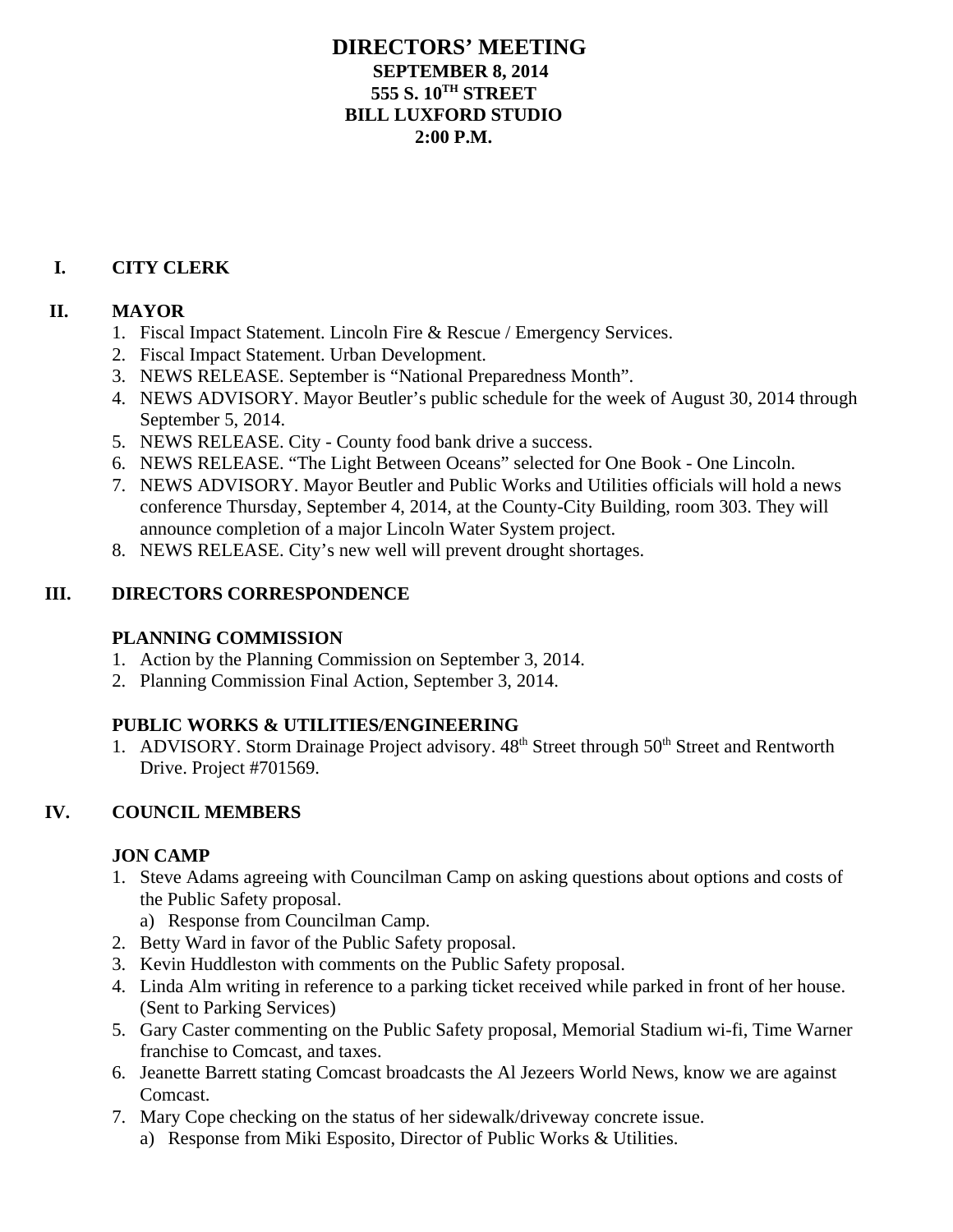# DIRECTORS' MEETING
## SEPTEMBER 8, 2014
## 555 S. 10TH STREET
## BILL LUXFORD STUDIO
## 2:00 P.M.

## I. CITY CLERK

## II. MAYOR

1. Fiscal Impact Statement. Lincoln Fire & Rescue / Emergency Services.
2. Fiscal Impact Statement. Urban Development.
3. NEWS RELEASE. September is "National Preparedness Month".
4. NEWS ADVISORY. Mayor Beutler's public schedule for the week of August 30, 2014 through September 5, 2014.
5. NEWS RELEASE. City - County food bank drive a success.
6. NEWS RELEASE. "The Light Between Oceans" selected for One Book - One Lincoln.
7. NEWS ADVISORY. Mayor Beutler and Public Works and Utilities officials will hold a news conference Thursday, September 4, 2014, at the County-City Building, room 303. They will announce completion of a major Lincoln Water System project.
8. NEWS RELEASE. City's new well will prevent drought shortages.

## III. DIRECTORS CORRESPONDENCE

### PLANNING COMMISSION

1. Action by the Planning Commission on September 3, 2014.
2. Planning Commission Final Action, September 3, 2014.

### PUBLIC WORKS & UTILITIES/ENGINEERING

1. ADVISORY. Storm Drainage Project advisory. 48th Street through 50th Street and Rentworth Drive. Project #701569.

## IV. COUNCIL MEMBERS

### JON CAMP

1. Steve Adams agreeing with Councilman Camp on asking questions about options and costs of the Public Safety proposal.
   a) Response from Councilman Camp.
2. Betty Ward in favor of the Public Safety proposal.
3. Kevin Huddleston with comments on the Public Safety proposal.
4. Linda Alm writing in reference to a parking ticket received while parked in front of her house. (Sent to Parking Services)
5. Gary Caster commenting on the Public Safety proposal, Memorial Stadium wi-fi, Time Warner franchise to Comcast, and taxes.
6. Jeanette Barrett stating Comcast broadcasts the Al Jezeers World News, know we are against Comcast.
7. Mary Cope checking on the status of her sidewalk/driveway concrete issue.
   a) Response from Miki Esposito, Director of Public Works & Utilities.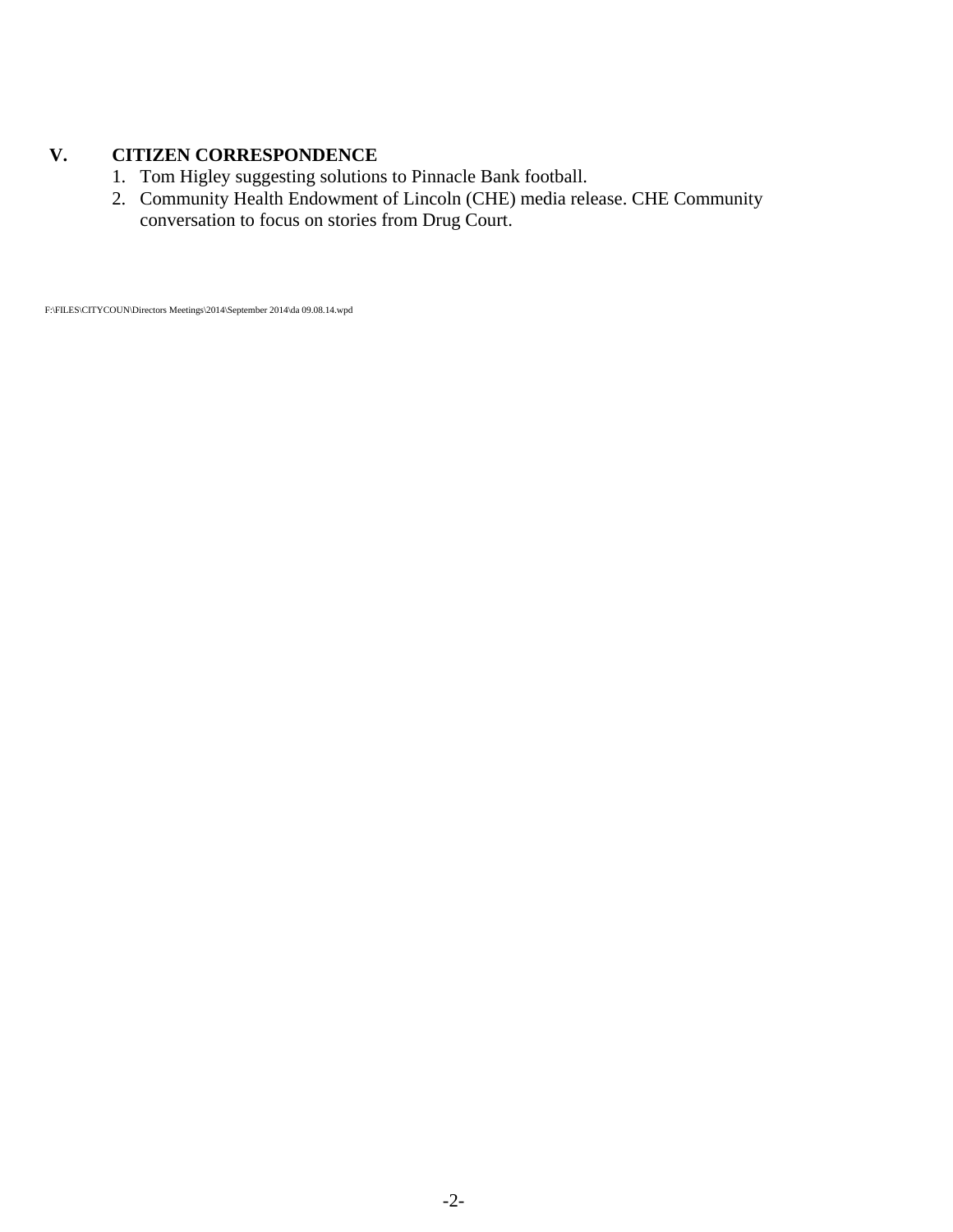## V. CITIZEN CORRESPONDENCE

1. Tom Higley suggesting solutions to Pinnacle Bank football.
2. Community Health Endowment of Lincoln (CHE) media release. CHE Community conversation to focus on stories from Drug Court.

F:\FILES\CITYCOUN\Directors Meetings\2014\September 2014\da 09.08.14.wpd